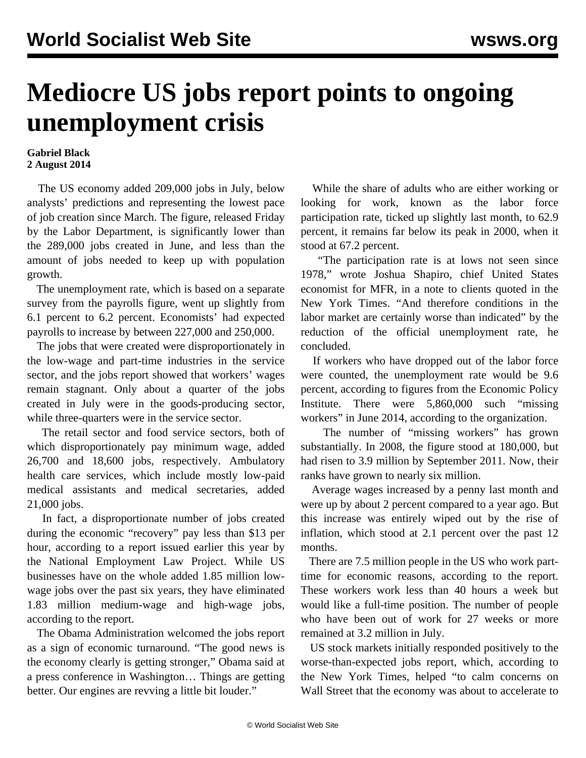# Mediocre US jobs report points to ongoing unemployment crisis

**Gabriel Black**
**2 August 2014**

The US economy added 209,000 jobs in July, below analysts' predictions and representing the lowest pace of job creation since March. The figure, released Friday by the Labor Department, is significantly lower than the 289,000 jobs created in June, and less than the amount of jobs needed to keep up with population growth.

The unemployment rate, which is based on a separate survey from the payrolls figure, went up slightly from 6.1 percent to 6.2 percent. Economists' had expected payrolls to increase by between 227,000 and 250,000.

The jobs that were created were disproportionately in the low-wage and part-time industries in the service sector, and the jobs report showed that workers' wages remain stagnant. Only about a quarter of the jobs created in July were in the goods-producing sector, while three-quarters were in the service sector.

The retail sector and food service sectors, both of which disproportionately pay minimum wage, added 26,700 and 18,600 jobs, respectively. Ambulatory health care services, which include mostly low-paid medical assistants and medical secretaries, added 21,000 jobs.

In fact, a disproportionate number of jobs created during the economic "recovery" pay less than $13 per hour, according to a report issued earlier this year by the National Employment Law Project. While US businesses have on the whole added 1.85 million low-wage jobs over the past six years, they have eliminated 1.83 million medium-wage and high-wage jobs, according to the report.

The Obama Administration welcomed the jobs report as a sign of economic turnaround. "The good news is the economy clearly is getting stronger," Obama said at a press conference in Washington… Things are getting better. Our engines are revving a little bit louder."

While the share of adults who are either working or looking for work, known as the labor force participation rate, ticked up slightly last month, to 62.9 percent, it remains far below its peak in 2000, when it stood at 67.2 percent.

"The participation rate is at lows not seen since 1978," wrote Joshua Shapiro, chief United States economist for MFR, in a note to clients quoted in the New York Times. "And therefore conditions in the labor market are certainly worse than indicated" by the reduction of the official unemployment rate, he concluded.

If workers who have dropped out of the labor force were counted, the unemployment rate would be 9.6 percent, according to figures from the Economic Policy Institute. There were 5,860,000 such "missing workers" in June 2014, according to the organization.

The number of "missing workers" has grown substantially. In 2008, the figure stood at 180,000, but had risen to 3.9 million by September 2011. Now, their ranks have grown to nearly six million.

Average wages increased by a penny last month and were up by about 2 percent compared to a year ago. But this increase was entirely wiped out by the rise of inflation, which stood at 2.1 percent over the past 12 months.

There are 7.5 million people in the US who work part-time for economic reasons, according to the report. These workers work less than 40 hours a week but would like a full-time position. The number of people who have been out of work for 27 weeks or more remained at 3.2 million in July.

US stock markets initially responded positively to the worse-than-expected jobs report, which, according to the New York Times, helped "to calm concerns on Wall Street that the economy was about to accelerate to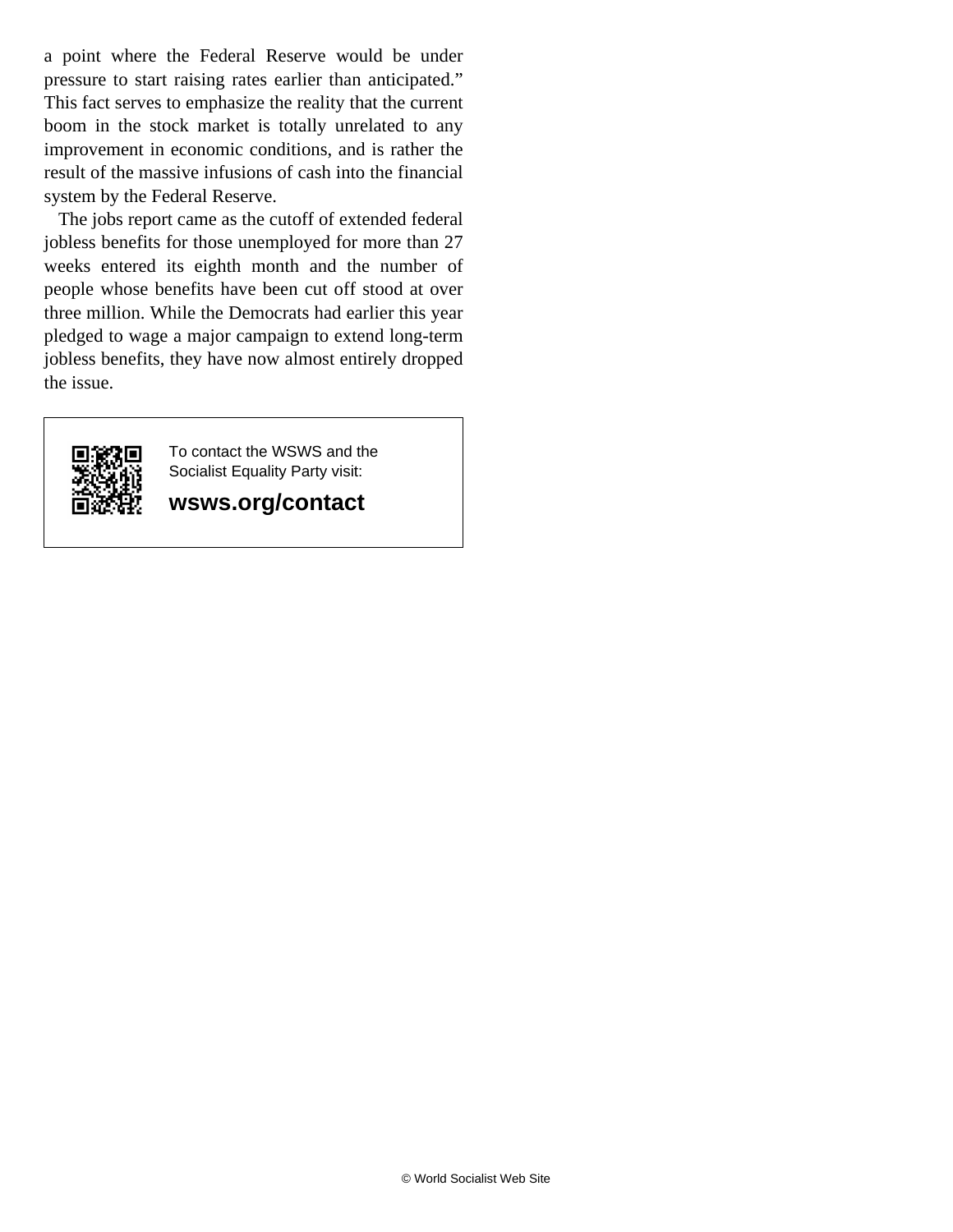a point where the Federal Reserve would be under pressure to start raising rates earlier than anticipated." This fact serves to emphasize the reality that the current boom in the stock market is totally unrelated to any improvement in economic conditions, and is rather the result of the massive infusions of cash into the financial system by the Federal Reserve.

The jobs report came as the cutoff of extended federal jobless benefits for those unemployed for more than 27 weeks entered its eighth month and the number of people whose benefits have been cut off stood at over three million. While the Democrats had earlier this year pledged to wage a major campaign to extend long-term jobless benefits, they have now almost entirely dropped the issue.

To contact the WSWS and the Socialist Equality Party visit:

**wsws.org/contact**